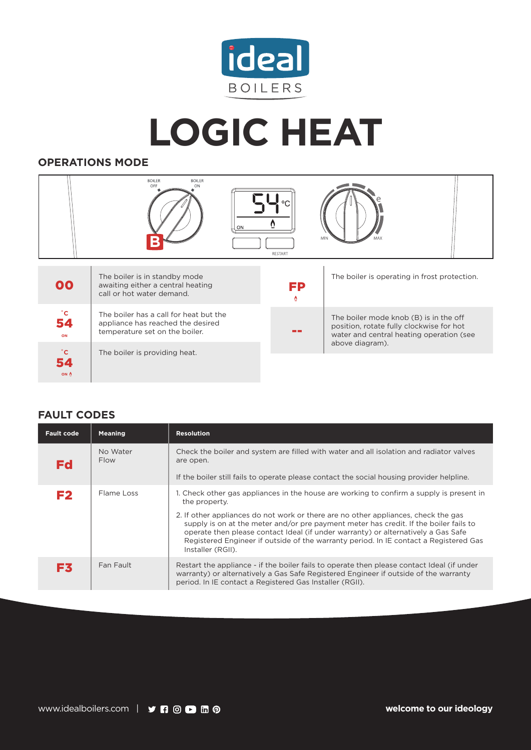# LOGIC HEAT

## OPERATIONS MODE

BOILER OFF | BOILER ON

B

54 °C

ON

RESTART

MIN | MAX

| Code | Description |
|---|---|
| 00 | The boiler is in standby mode awaiting either a central heating call or hot water demand. |
| °C 54 ON | The boiler has a call for heat but the appliance has reached the desired temperature set on the boiler. |
| °C 54 ON | The boiler is providing heat. |
| FP | The boiler is operating in frost protection. |
| -- | The boiler mode knob (B) is in the off position, rotate fully clockwise for hot water and central heating operation (see above diagram). |

## FAULT CODES

| Fault code | Meaning | Resolution |
|---|---|---|
| Fd | No Water Flow | Check the boiler and system are filled with water and all isolation and radiator valves are open.<br><br>If the boiler still fails to operate please contact the social housing provider helpline. |
| F2 | Flame Loss | 1. Check other gas appliances in the house are working to confirm a supply is present in the property.<br><br>2. If other appliances do not work or there are no other appliances, check the gas supply is on at the meter and/or pre payment meter has credit. If the boiler fails to operate then please contact Ideal (if under warranty) or alternatively a Gas Safe Registered Engineer if outside of the warranty period. In IE contact a Registered Gas Installer (RGII). |
| F3 | Fan Fault | Restart the appliance - if the boiler fails to operate then please contact Ideal (if under warranty) or alternatively a Gas Safe Registered Engineer if outside of the warranty period. In IE contact a Registered Gas Installer (RGII). |

www.idealboilers.com | **welcome to our ideology**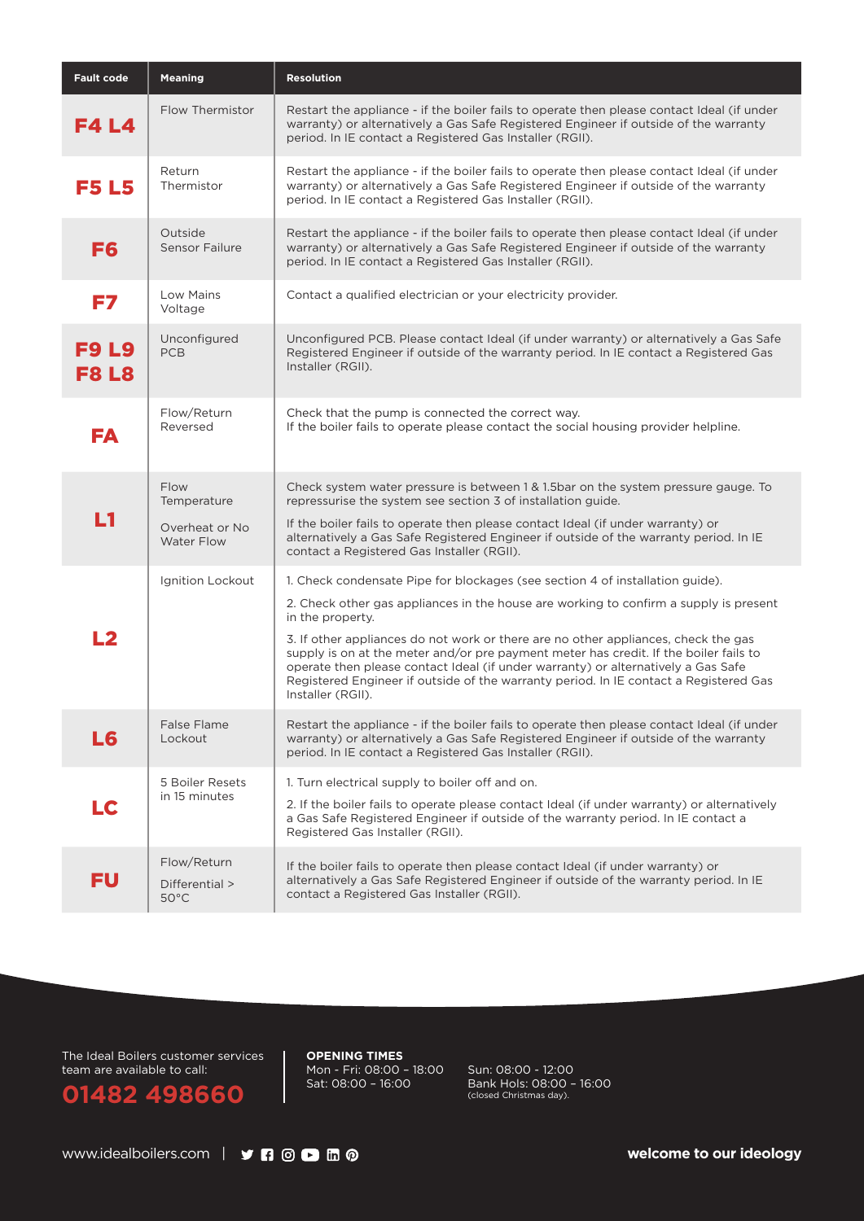| Fault code | Meaning | Resolution |
|---|---|---|
| **F4 L4** | Flow Thermistor | Restart the appliance - if the boiler fails to operate then please contact Ideal (if under warranty) or alternatively a Gas Safe Registered Engineer if outside of the warranty period. In IE contact a Registered Gas Installer (RGII). |
| **F5 L5** | Return Thermistor | Restart the appliance - if the boiler fails to operate then please contact Ideal (if under warranty) or alternatively a Gas Safe Registered Engineer if outside of the warranty period. In IE contact a Registered Gas Installer (RGII). |
| **F6** | Outside Sensor Failure | Restart the appliance - if the boiler fails to operate then please contact Ideal (if under warranty) or alternatively a Gas Safe Registered Engineer if outside of the warranty period. In IE contact a Registered Gas Installer (RGII). |
| **F7** | Low Mains Voltage | Contact a qualified electrician or your electricity provider. |
| **F9 L9** **F8 L8** | Unconfigured PCB | Unconfigured PCB. Please contact Ideal (if under warranty) or alternatively a Gas Safe Registered Engineer if outside of the warranty period. In IE contact a Registered Gas Installer (RGII). |
| **FA** | Flow/Return Reversed | Check that the pump is connected the correct way. If the boiler fails to operate please contact the social housing provider helpline. |
| **L1** | Flow Temperature Overheat or No Water Flow | Check system water pressure is between 1 & 1.5bar on the system pressure gauge. To repressurise the system see section 3 of installation guide. If the boiler fails to operate then please contact Ideal (if under warranty) or alternatively a Gas Safe Registered Engineer if outside of the warranty period. In IE contact a Registered Gas Installer (RGII). |
| **L2** | Ignition Lockout | 1. Check condensate Pipe for blockages (see section 4 of installation guide). 2. Check other gas appliances in the house are working to confirm a supply is present in the property. 3. If other appliances do not work or there are no other appliances, check the gas supply is on at the meter and/or pre payment meter has credit. If the boiler fails to operate then please contact Ideal (if under warranty) or alternatively a Gas Safe Registered Engineer if outside of the warranty period. In IE contact a Registered Gas Installer (RGII). |
| **L6** | False Flame Lockout | Restart the appliance - if the boiler fails to operate then please contact Ideal (if under warranty) or alternatively a Gas Safe Registered Engineer if outside of the warranty period. In IE contact a Registered Gas Installer (RGII). |
| **LC** | 5 Boiler Resets in 15 minutes | 1. Turn electrical supply to boiler off and on. 2. If the boiler fails to operate please contact Ideal (if under warranty) or alternatively a Gas Safe Registered Engineer if outside of the warranty period. In IE contact a Registered Gas Installer (RGII). |
| **FU** | Flow/Return Differential > 50°C | If the boiler fails to operate then please contact Ideal (if under warranty) or alternatively a Gas Safe Registered Engineer if outside of the warranty period. In IE contact a Registered Gas Installer (RGII). |

The Ideal Boilers customer services team are available to call:

**01482 498660**

**OPENING TIMES**
Mon - Fri: 08:00 – 18:00
Sat: 08:00 – 16:00
Sun: 08:00 - 12:00
Bank Hols: 08:00 – 16:00
(closed Christmas day).

www.idealboilers.com

**welcome to our ideology**